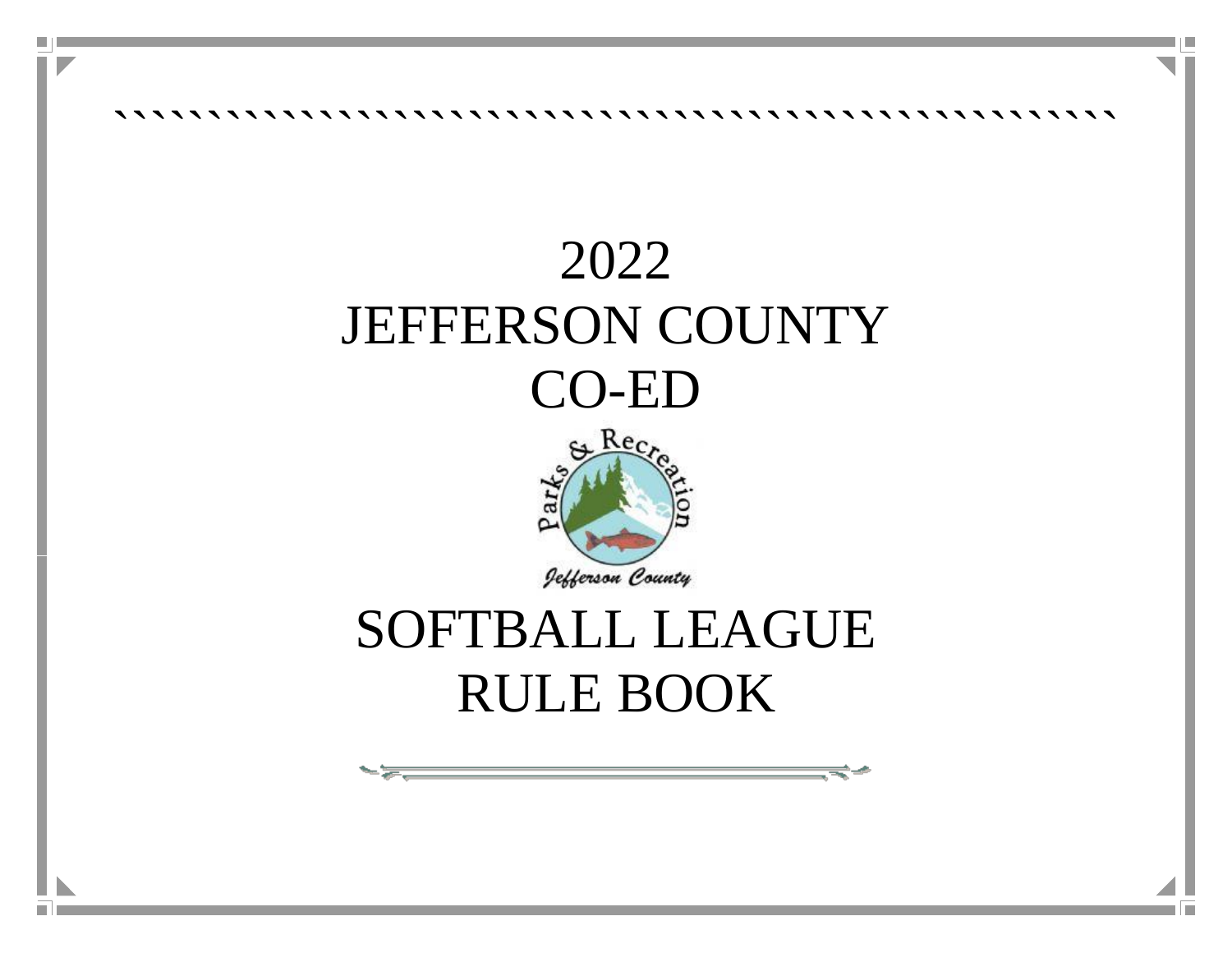# 2022
# JEFFERSON COUNTY
# CO-ED

# SOFTBALL LEAGUE
# RULE BOOK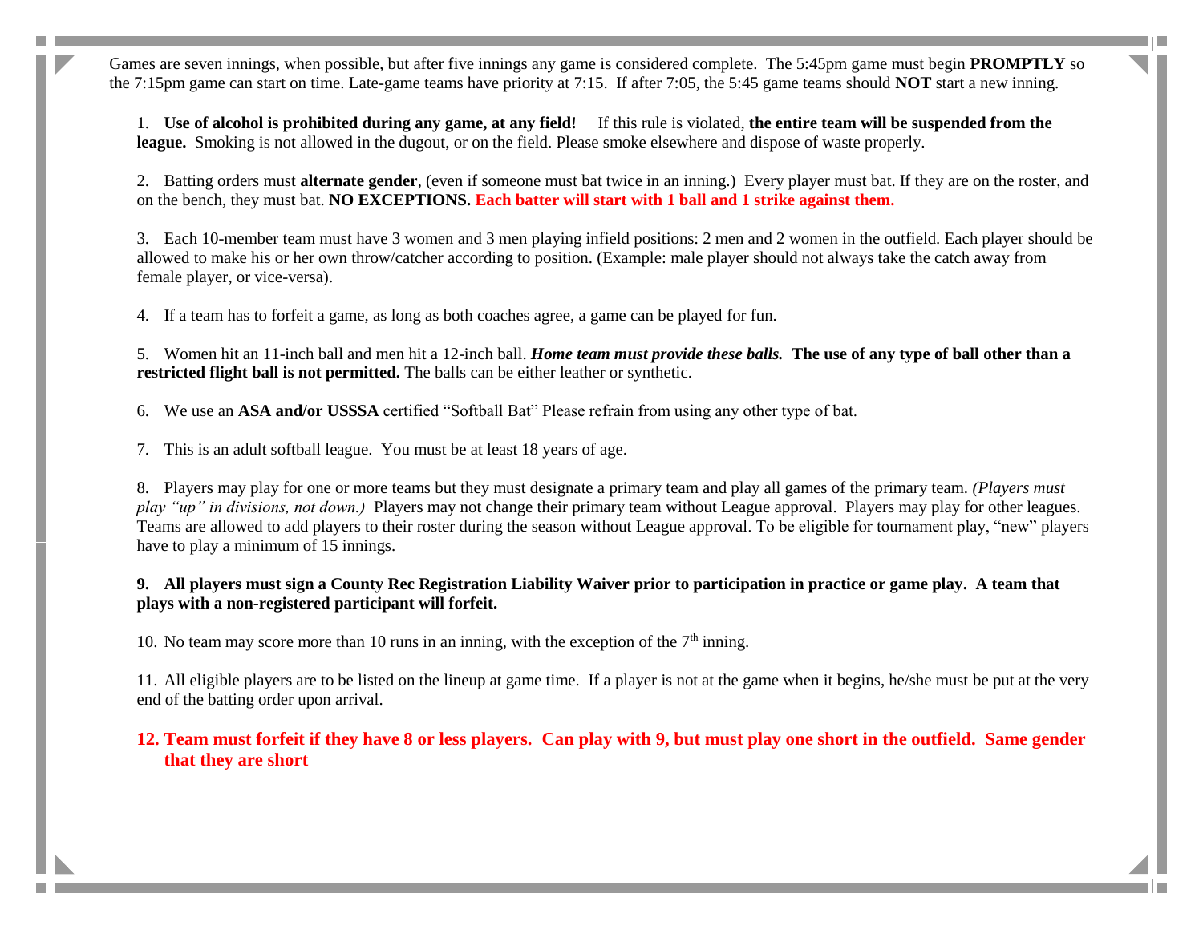Games are seven innings, when possible, but after five innings any game is considered complete. The 5:45pm game must begin **PROMPTLY** so the 7:15pm game can start on time. Late-game teams have priority at 7:15. If after 7:05, the 5:45 game teams should **NOT** start a new inning.

1. **Use of alcohol is prohibited during any game, at any field!** If this rule is violated, **the entire team will be suspended from the league.** Smoking is not allowed in the dugout, or on the field. Please smoke elsewhere and dispose of waste properly.

2. Batting orders must **alternate gender**, (even if someone must bat twice in an inning.) Every player must bat. If they are on the roster, and on the bench, they must bat. **NO EXCEPTIONS. Each batter will start with 1 ball and 1 strike against them.**

3. Each 10-member team must have 3 women and 3 men playing infield positions: 2 men and 2 women in the outfield. Each player should be allowed to make his or her own throw/catcher according to position. (Example: male player should not always take the catch away from female player, or vice-versa).

4. If a team has to forfeit a game, as long as both coaches agree, a game can be played for fun.

5. Women hit an 11-inch ball and men hit a 12-inch ball. ***Home team must provide these balls.*** **The use of any type of ball other than a restricted flight ball is not permitted.** The balls can be either leather or synthetic.

6. We use an **ASA and/or USSSA** certified "Softball Bat" Please refrain from using any other type of bat.

7. This is an adult softball league. You must be at least 18 years of age.

8. Players may play for one or more teams but they must designate a primary team and play all games of the primary team. *(Players must play "up" in divisions, not down.)* Players may not change their primary team without League approval. Players may play for other leagues. Teams are allowed to add players to their roster during the season without League approval. To be eligible for tournament play, "new" players have to play a minimum of 15 innings.

9. **All players must sign a County Rec Registration Liability Waiver prior to participation in practice or game play. A team that plays with a non-registered participant will forfeit.**

10. No team may score more than 10 runs in an inning, with the exception of the 7th inning.

11. All eligible players are to be listed on the lineup at game time. If a player is not at the game when it begins, he/she must be put at the very end of the batting order upon arrival.

12. **Team must forfeit if they have 8 or less players. Can play with 9, but must play one short in the outfield. Same gender that they are short**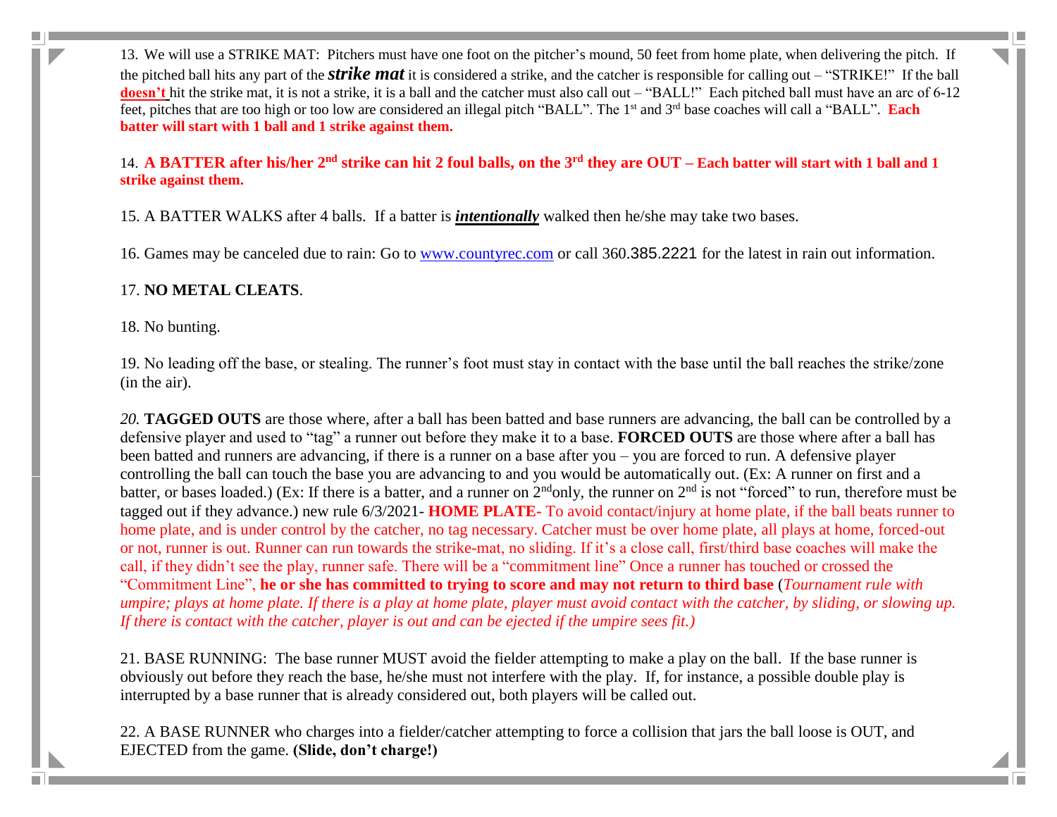13. We will use a STRIKE MAT: Pitchers must have one foot on the pitcher's mound, 50 feet from home plate, when delivering the pitch. If the pitched ball hits any part of the ***strike mat*** it is considered a strike, and the catcher is responsible for calling out – "STRIKE!" If the ball **doesn't** hit the strike mat, it is not a strike, it is a ball and the catcher must also call out – "BALL!" Each pitched ball must have an arc of 6-12 feet, pitches that are too high or too low are considered an illegal pitch "BALL". The 1st and 3rd base coaches will call a "BALL". **Each batter will start with 1 ball and 1 strike against them.**

14. **A BATTER after his/her 2nd strike can hit 2 foul balls, on the 3rd they are OUT – Each batter will start with 1 ball and 1 strike against them.**

15. A BATTER WALKS after 4 balls. If a batter is ***intentionally*** walked then he/she may take two bases.

16. Games may be canceled due to rain: Go to www.countyrec.com or call 360.385.2221 for the latest in rain out information.

17. **NO METAL CLEATS**.

18. No bunting.

19. No leading off the base, or stealing. The runner's foot must stay in contact with the base until the ball reaches the strike/zone (in the air).

*20.* **TAGGED OUTS** are those where, after a ball has been batted and base runners are advancing, the ball can be controlled by a defensive player and used to "tag" a runner out before they make it to a base. **FORCED OUTS** are those where after a ball has been batted and runners are advancing, if there is a runner on a base after you – you are forced to run. A defensive player controlling the ball can touch the base you are advancing to and you would be automatically out. (Ex: A runner on first and a batter, or bases loaded.) (Ex: If there is a batter, and a runner on 2nd only, the runner on 2nd is not "forced" to run, therefore must be tagged out if they advance.) new rule 6/3/2021- **HOME PLATE-** To avoid contact/injury at home plate, if the ball beats runner to home plate, and is under control by the catcher, no tag necessary. Catcher must be over home plate, all plays at home, forced-out or not, runner is out. Runner can run towards the strike-mat, no sliding. If it's a close call, first/third base coaches will make the call, if they didn't see the play, runner safe. There will be a "commitment line" Once a runner has touched or crossed the "Commitment Line", **he or she has committed to trying to score and may not return to third base** (*Tournament rule with umpire; plays at home plate. If there is a play at home plate, player must avoid contact with the catcher, by sliding, or slowing up. If there is contact with the catcher, player is out and can be ejected if the umpire sees fit.)*

21. BASE RUNNING: The base runner MUST avoid the fielder attempting to make a play on the ball. If the base runner is obviously out before they reach the base, he/she must not interfere with the play. If, for instance, a possible double play is interrupted by a base runner that is already considered out, both players will be called out.

22. A BASE RUNNER who charges into a fielder/catcher attempting to force a collision that jars the ball loose is OUT, and EJECTED from the game. **(Slide, don't charge!)**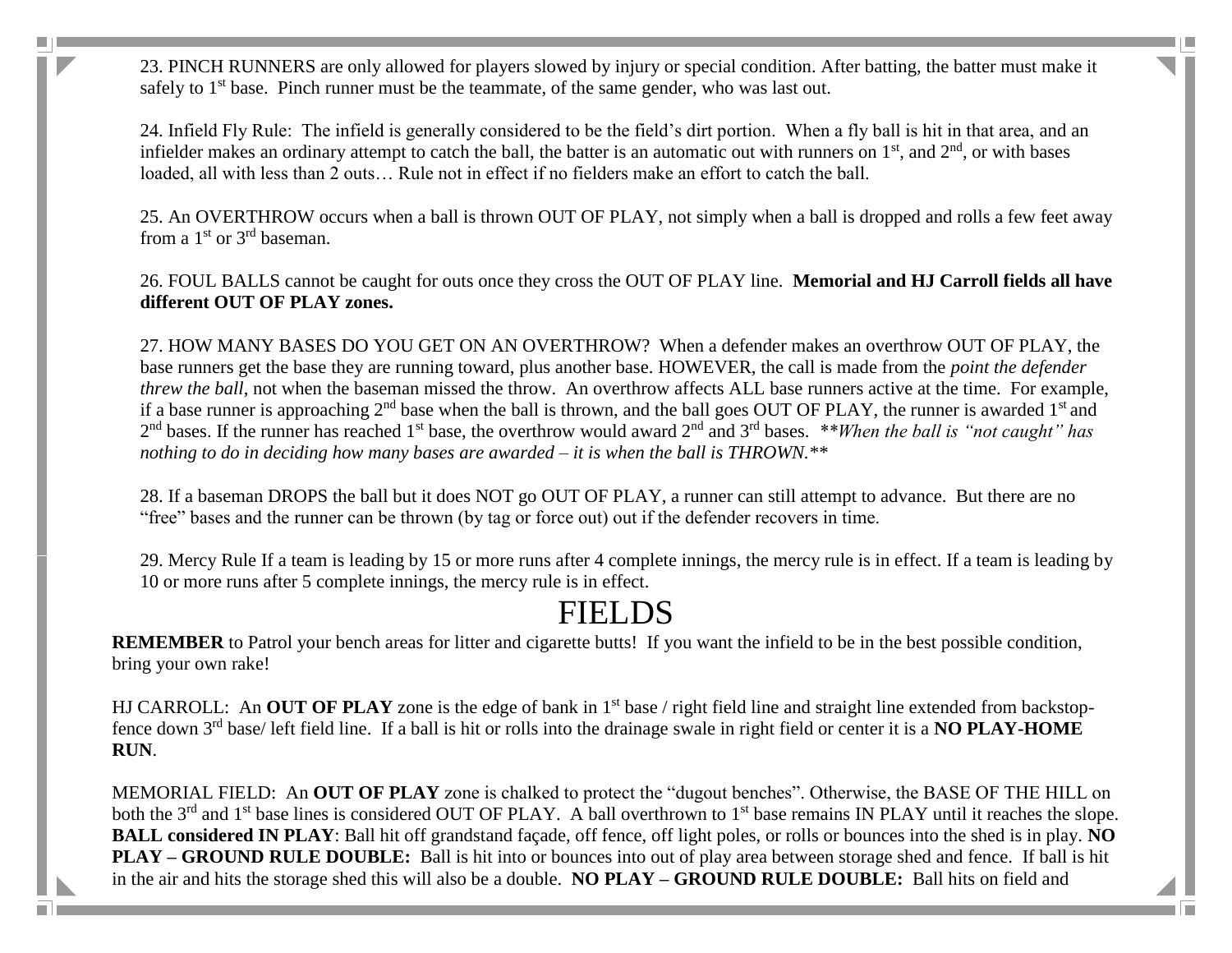23. PINCH RUNNERS are only allowed for players slowed by injury or special condition. After batting, the batter must make it safely to 1st base. Pinch runner must be the teammate, of the same gender, who was last out.

24. Infield Fly Rule: The infield is generally considered to be the field's dirt portion. When a fly ball is hit in that area, and an infielder makes an ordinary attempt to catch the ball, the batter is an automatic out with runners on 1st, and 2nd, or with bases loaded, all with less than 2 outs… Rule not in effect if no fielders make an effort to catch the ball.

25. An OVERTHROW occurs when a ball is thrown OUT OF PLAY, not simply when a ball is dropped and rolls a few feet away from a 1st or 3rd baseman.

26. FOUL BALLS cannot be caught for outs once they cross the OUT OF PLAY line. **Memorial and HJ Carroll fields all have different OUT OF PLAY zones.**

27. HOW MANY BASES DO YOU GET ON AN OVERTHROW? When a defender makes an overthrow OUT OF PLAY, the base runners get the base they are running toward, plus another base. HOWEVER, the call is made from the *point the defender threw the ball*, not when the baseman missed the throw. An overthrow affects ALL base runners active at the time. For example, if a base runner is approaching 2nd base when the ball is thrown, and the ball goes OUT OF PLAY, the runner is awarded 1st and 2nd bases. If the runner has reached 1st base, the overthrow would award 2nd and 3rd bases. ***When the ball is "not caught" has nothing to do in deciding how many bases are awarded – it is when the ball is THROWN.***

28. If a baseman DROPS the ball but it does NOT go OUT OF PLAY, a runner can still attempt to advance. But there are no "free" bases and the runner can be thrown (by tag or force out) out if the defender recovers in time.

29. Mercy Rule If a team is leading by 15 or more runs after 4 complete innings, the mercy rule is in effect. If a team is leading by 10 or more runs after 5 complete innings, the mercy rule is in effect.

# FIELDS

**REMEMBER** to Patrol your bench areas for litter and cigarette butts! If you want the infield to be in the best possible condition, bring your own rake!

HJ CARROLL: An **OUT OF PLAY** zone is the edge of bank in 1st base / right field line and straight line extended from backstop-fence down 3rd base/ left field line. If a ball is hit or rolls into the drainage swale in right field or center it is a **NO PLAY-HOME RUN**.

MEMORIAL FIELD: An **OUT OF PLAY** zone is chalked to protect the "dugout benches". Otherwise, the BASE OF THE HILL on both the 3rd and 1st base lines is considered OUT OF PLAY. A ball overthrown to 1st base remains IN PLAY until it reaches the slope. **BALL considered IN PLAY**: Ball hit off grandstand façade, off fence, off light poles, or rolls or bounces into the shed is in play. **NO PLAY – GROUND RULE DOUBLE:** Ball is hit into or bounces into out of play area between storage shed and fence. If ball is hit in the air and hits the storage shed this will also be a double. **NO PLAY – GROUND RULE DOUBLE:** Ball hits on field and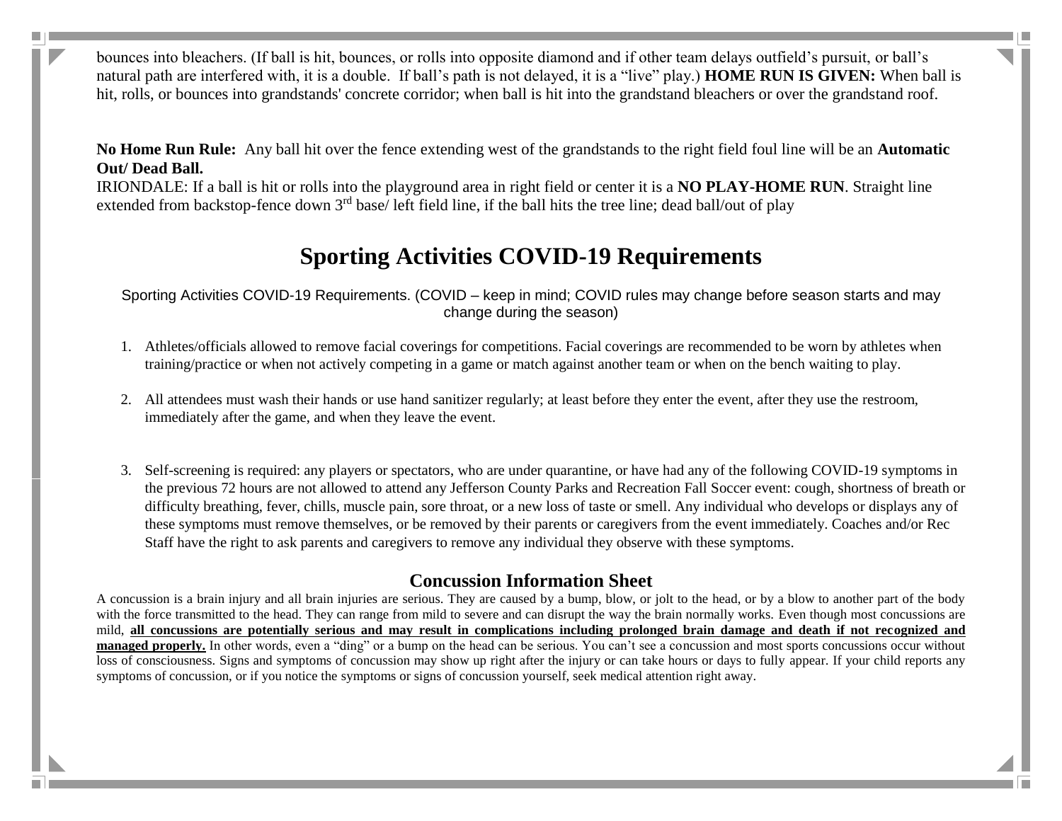bounces into bleachers. (If ball is hit, bounces, or rolls into opposite diamond and if other team delays outfield's pursuit, or ball's natural path are interfered with, it is a double. If ball's path is not delayed, it is a "live" play.) **HOME RUN IS GIVEN:** When ball is hit, rolls, or bounces into grandstands' concrete corridor; when ball is hit into the grandstand bleachers or over the grandstand roof.

**No Home Run Rule:** Any ball hit over the fence extending west of the grandstands to the right field foul line will be an **Automatic Out/ Dead Ball.**
IRIONDALE: If a ball is hit or rolls into the playground area in right field or center it is a **NO PLAY-HOME RUN**. Straight line extended from backstop-fence down 3rd base/ left field line, if the ball hits the tree line; dead ball/out of play

# Sporting Activities COVID-19 Requirements

Sporting Activities COVID-19 Requirements. (COVID – keep in mind; COVID rules may change before season starts and may change during the season)

1. Athletes/officials allowed to remove facial coverings for competitions. Facial coverings are recommended to be worn by athletes when training/practice or when not actively competing in a game or match against another team or when on the bench waiting to play.

2. All attendees must wash their hands or use hand sanitizer regularly; at least before they enter the event, after they use the restroom, immediately after the game, and when they leave the event.

3. Self-screening is required: any players or spectators, who are under quarantine, or have had any of the following COVID-19 symptoms in the previous 72 hours are not allowed to attend any Jefferson County Parks and Recreation Fall Soccer event: cough, shortness of breath or difficulty breathing, fever, chills, muscle pain, sore throat, or a new loss of taste or smell. Any individual who develops or displays any of these symptoms must remove themselves, or be removed by their parents or caregivers from the event immediately. Coaches and/or Rec Staff have the right to ask parents and caregivers to remove any individual they observe with these symptoms.

## Concussion Information Sheet

A concussion is a brain injury and all brain injuries are serious. They are caused by a bump, blow, or jolt to the head, or by a blow to another part of the body with the force transmitted to the head. They can range from mild to severe and can disrupt the way the brain normally works. Even though most concussions are mild, **all concussions are potentially serious and may result in complications including prolonged brain damage and death if not recognized and managed properly.** In other words, even a "ding" or a bump on the head can be serious. You can't see a concussion and most sports concussions occur without loss of consciousness. Signs and symptoms of concussion may show up right after the injury or can take hours or days to fully appear. If your child reports any symptoms of concussion, or if you notice the symptoms or signs of concussion yourself, seek medical attention right away.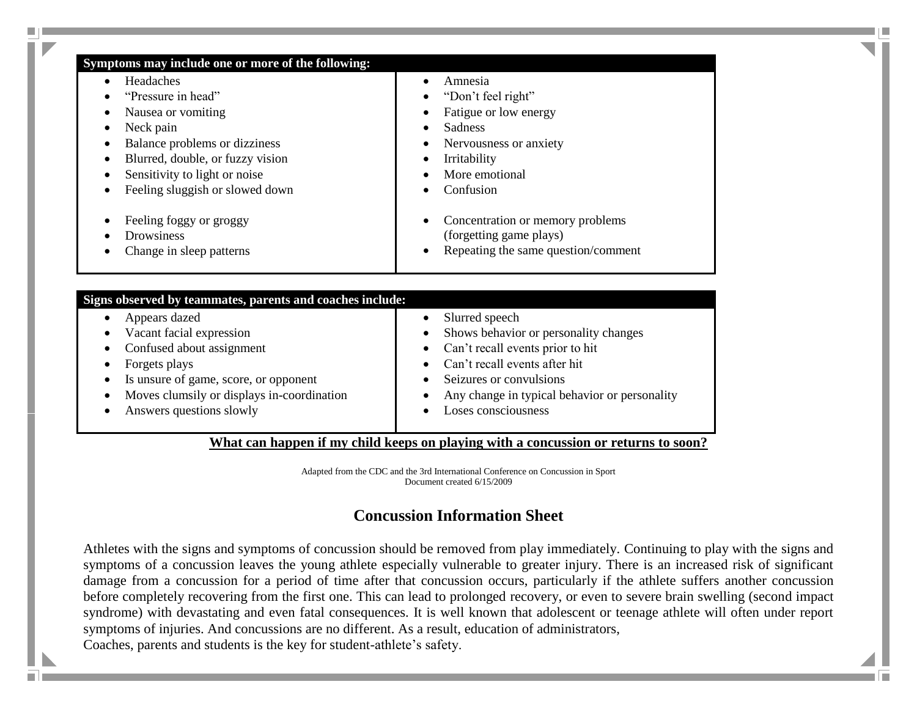| Symptoms may include one or more of the following: | |
|---|---|
| • Headaches<br>• "Pressure in head"<br>• Nausea or vomiting<br>• Neck pain<br>• Balance problems or dizziness<br>• Blurred, double, or fuzzy vision<br>• Sensitivity to light or noise<br>• Feeling sluggish or slowed down<br>• Feeling foggy or groggy<br>• Drowsiness<br>• Change in sleep patterns | • Amnesia<br>• "Don't feel right"<br>• Fatigue or low energy<br>• Sadness<br>• Nervousness or anxiety<br>• Irritability<br>• More emotional<br>• Confusion<br>• Concentration or memory problems (forgetting game plays)<br>• Repeating the same question/comment |

| Signs observed by teammates, parents and coaches include: | |
|---|---|
| • Appears dazed<br>• Vacant facial expression<br>• Confused about assignment<br>• Forgets plays<br>• Is unsure of game, score, or opponent<br>• Moves clumsily or displays in-coordination<br>• Answers questions slowly | • Slurred speech<br>• Shows behavior or personality changes<br>• Can't recall events prior to hit<br>• Can't recall events after hit<br>• Seizures or convulsions<br>• Any change in typical behavior or personality<br>• Loses consciousness |

**What can happen if my child keeps on playing with a concussion or returns to soon?**

Adapted from the CDC and the 3rd International Conference on Concussion in Sport
Document created 6/15/2009

## Concussion Information Sheet

Athletes with the signs and symptoms of concussion should be removed from play immediately. Continuing to play with the signs and symptoms of a concussion leaves the young athlete especially vulnerable to greater injury. There is an increased risk of significant damage from a concussion for a period of time after that concussion occurs, particularly if the athlete suffers another concussion before completely recovering from the first one. This can lead to prolonged recovery, or even to severe brain swelling (second impact syndrome) with devastating and even fatal consequences. It is well known that adolescent or teenage athlete will often under report symptoms of injuries. And concussions are no different. As a result, education of administrators,
Coaches, parents and students is the key for student-athlete's safety.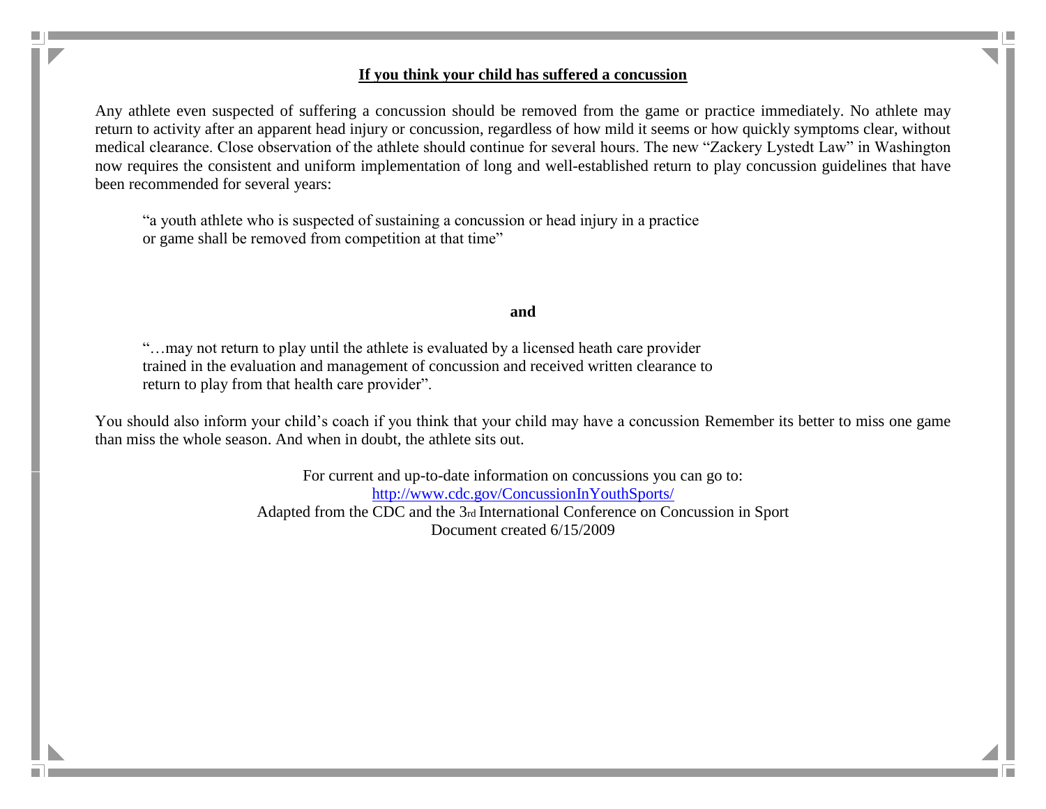## **If you think your child has suffered a concussion**

Any athlete even suspected of suffering a concussion should be removed from the game or practice immediately. No athlete may return to activity after an apparent head injury or concussion, regardless of how mild it seems or how quickly symptoms clear, without medical clearance. Close observation of the athlete should continue for several hours. The new "Zackery Lystedt Law" in Washington now requires the consistent and uniform implementation of long and well-established return to play concussion guidelines that have been recommended for several years:

> "a youth athlete who is suspected of sustaining a concussion or head injury in a practice or game shall be removed from competition at that time"

**and**

> "…may not return to play until the athlete is evaluated by a licensed heath care provider trained in the evaluation and management of concussion and received written clearance to return to play from that health care provider".

You should also inform your child's coach if you think that your child may have a concussion Remember its better to miss one game than miss the whole season. And when in doubt, the athlete sits out.

For current and up-to-date information on concussions you can go to:
http://www.cdc.gov/ConcussionInYouthSports/
Adapted from the CDC and the 3rd International Conference on Concussion in Sport
Document created 6/15/2009